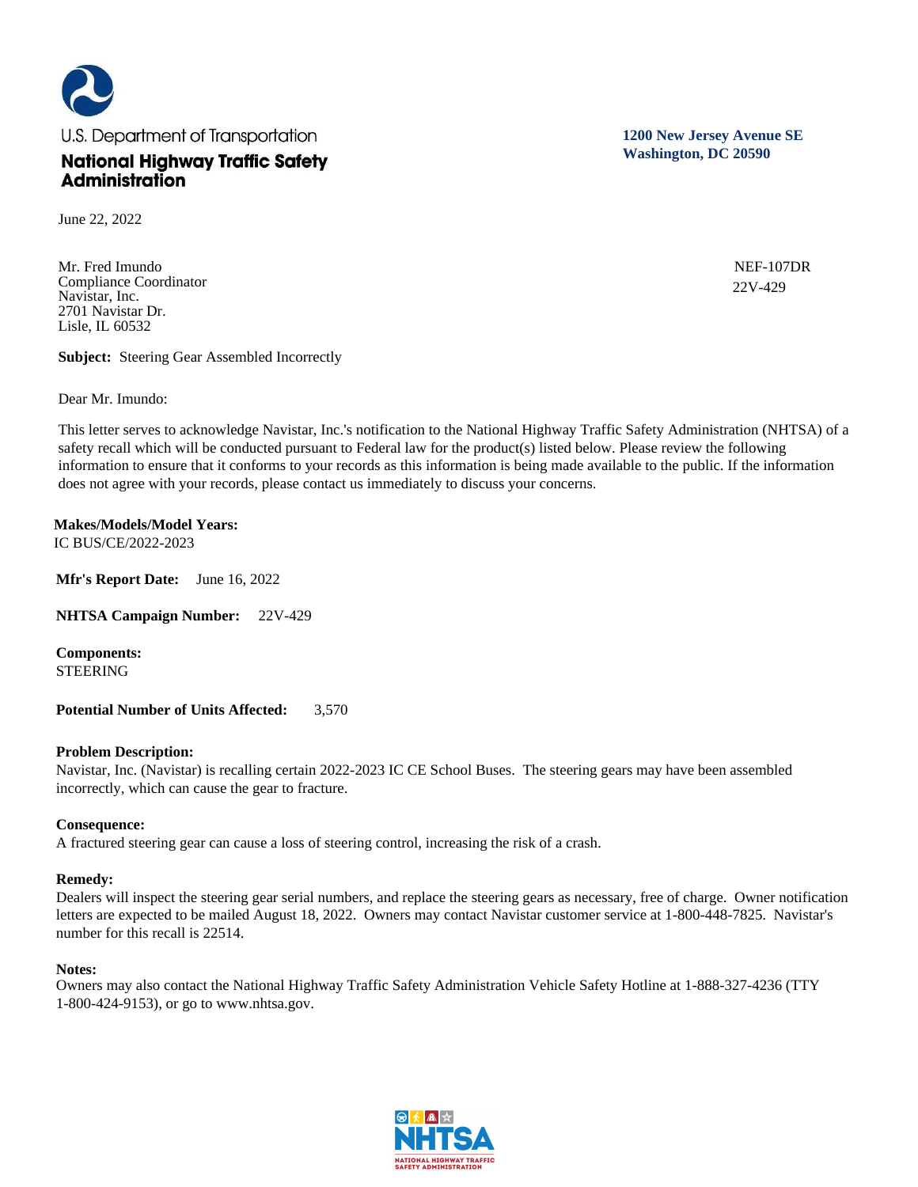U.S. Department of Transportation

**National Highway Traffic Safety Administration**

**1200 New Jersey Avenue SE**
**Washington, DC 20590**

June 22, 2022

Mr. Fred Imundo
Compliance Coordinator
Navistar, Inc.
2701 Navistar Dr.
Lisle, IL 60532

NEF-107DR
22V-429

**Subject:** Steering Gear Assembled Incorrectly

Dear Mr. Imundo:

This letter serves to acknowledge Navistar, Inc.'s notification to the National Highway Traffic Safety Administration (NHTSA) of a safety recall which will be conducted pursuant to Federal law for the product(s) listed below. Please review the following information to ensure that it conforms to your records as this information is being made available to the public. If the information does not agree with your records, please contact us immediately to discuss your concerns.

**Makes/Models/Model Years:**
IC BUS/CE/2022-2023

**Mfr's Report Date:** June 16, 2022

**NHTSA Campaign Number:** 22V-429

**Components:**
STEERING

**Potential Number of Units Affected:** 3,570

**Problem Description:**
Navistar, Inc. (Navistar) is recalling certain 2022-2023 IC CE School Buses. The steering gears may have been assembled incorrectly, which can cause the gear to fracture.

**Consequence:**
A fractured steering gear can cause a loss of steering control, increasing the risk of a crash.

**Remedy:**
Dealers will inspect the steering gear serial numbers, and replace the steering gears as necessary, free of charge. Owner notification letters are expected to be mailed August 18, 2022. Owners may contact Navistar customer service at 1-800-448-7825. Navistar's number for this recall is 22514.

**Notes:**
Owners may also contact the National Highway Traffic Safety Administration Vehicle Safety Hotline at 1-888-327-4236 (TTY 1-800-424-9153), or go to www.nhtsa.gov.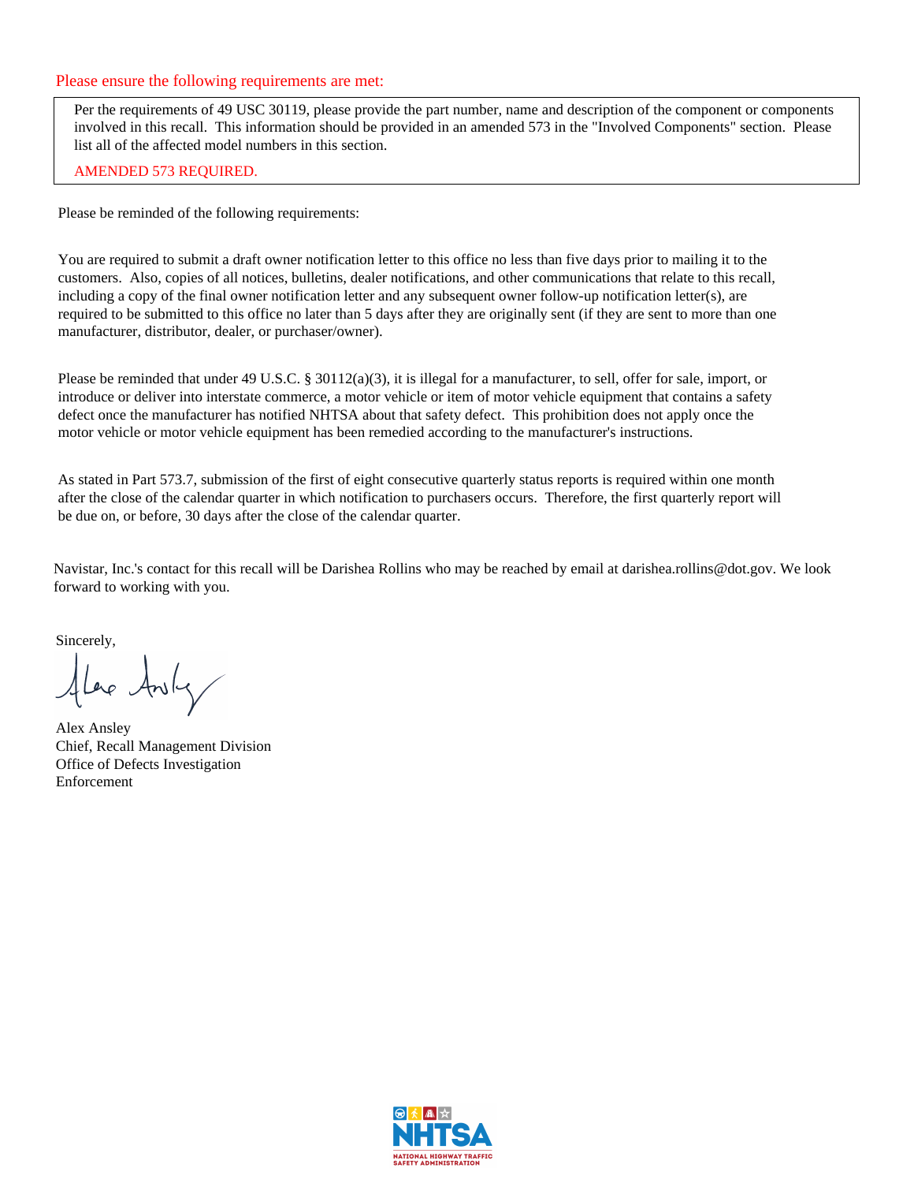Please ensure the following requirements are met:

Per the requirements of 49 USC 30119, please provide the part number, name and description of the component or components involved in this recall. This information should be provided in an amended 573 in the "Involved Components" section. Please list all of the affected model numbers in this section.

AMENDED 573 REQUIRED.

Please be reminded of the following requirements:

You are required to submit a draft owner notification letter to this office no less than five days prior to mailing it to the customers. Also, copies of all notices, bulletins, dealer notifications, and other communications that relate to this recall, including a copy of the final owner notification letter and any subsequent owner follow-up notification letter(s), are required to be submitted to this office no later than 5 days after they are originally sent (if they are sent to more than one manufacturer, distributor, dealer, or purchaser/owner).

Please be reminded that under 49 U.S.C. § 30112(a)(3), it is illegal for a manufacturer, to sell, offer for sale, import, or introduce or deliver into interstate commerce, a motor vehicle or item of motor vehicle equipment that contains a safety defect once the manufacturer has notified NHTSA about that safety defect. This prohibition does not apply once the motor vehicle or motor vehicle equipment has been remedied according to the manufacturer's instructions.

As stated in Part 573.7, submission of the first of eight consecutive quarterly status reports is required within one month after the close of the calendar quarter in which notification to purchasers occurs. Therefore, the first quarterly report will be due on, or before, 30 days after the close of the calendar quarter.

Navistar, Inc.'s contact for this recall will be Darishea Rollins who may be reached by email at darishea.rollins@dot.gov. We look forward to working with you.

Sincerely,

Alex Ansley
Chief, Recall Management Division
Office of Defects Investigation
Enforcement

NHTSA
NATIONAL HIGHWAY TRAFFIC SAFETY ADMINISTRATION